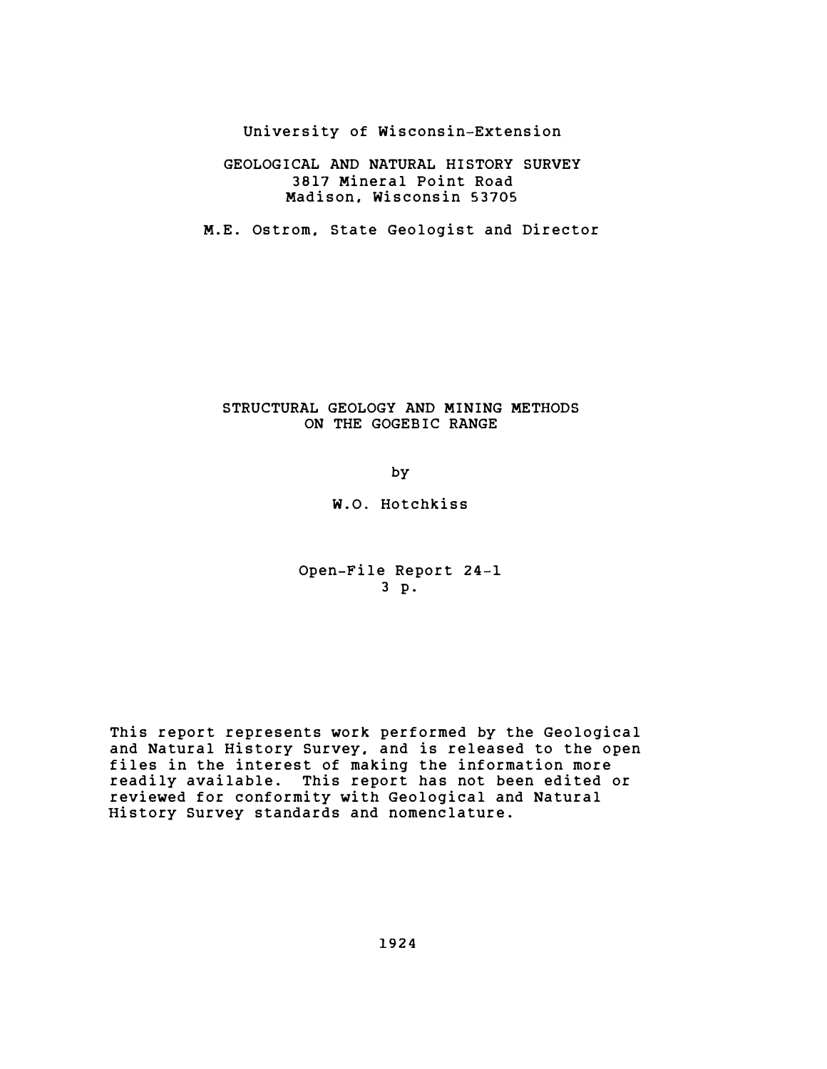University of Wisconsin-Extension

GEOLOGICAL AND NATURAL HISTORY SURVEY
3817 Mineral Point Road
Madison, Wisconsin 53705

M.E. Ostrom, State Geologist and Director

# STRUCTURAL GEOLOGY AND MINING METHODS ON THE GOGEBIC RANGE

by

W.O. Hotchkiss

Open-File Report 24-1
3 p.

This report represents work performed by the Geological and Natural History Survey, and is released to the open files in the interest of making the information more readily available. This report has not been edited or reviewed for conformity with Geological and Natural History Survey standards and nomenclature.

1924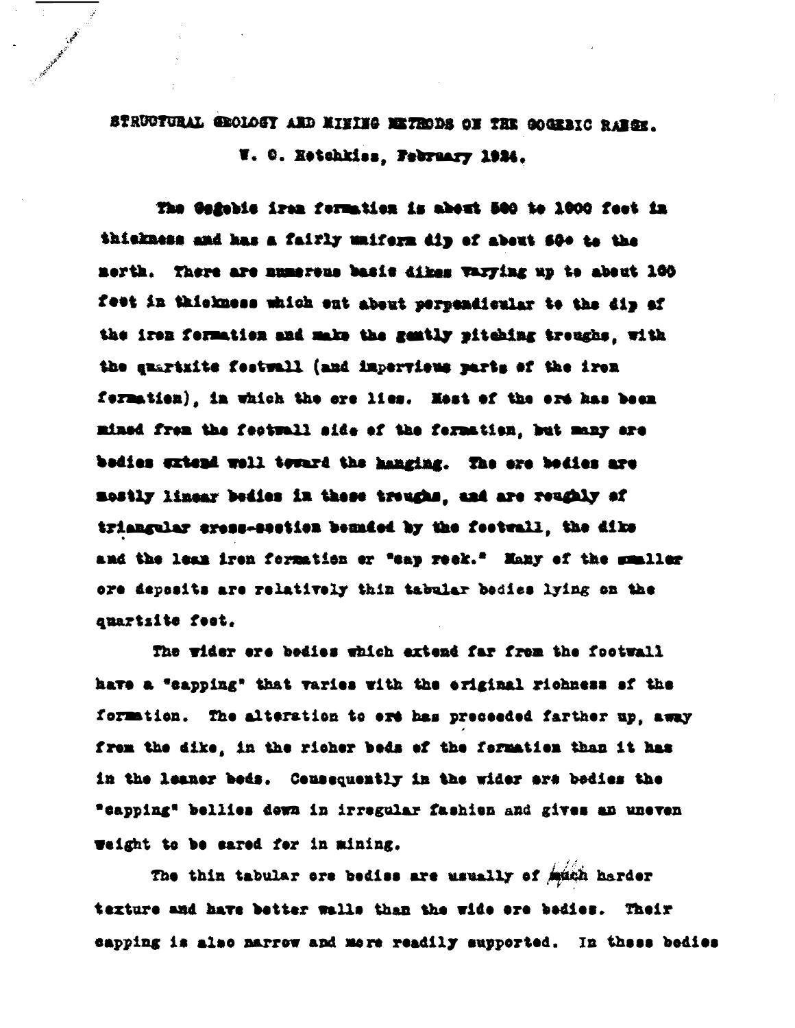# STRUCTURAL GEOLOGY AND MINING METHODS ON THE GOGEBIC RANGE.

W. O. Hotchkiss, February 1924.

The Gogebic iron formation is about 500 to 1000 feet in thickness and has a fairly uniform dip of about 60° to the north. There are numerous basic dikes varying up to about 100 feet in thickness which cut about perpendicular to the dip of the iron formation and make the gently pitching troughs, with the quartzite footwall (and impervious parts of the iron formation), in which the ore lies. Most of the ore has been mined from the footwall side of the formation, but many ore bodies extend well toward the hanging. The ore bodies are mostly linear bodies in these troughs, and are roughly of triangular cross-section bounded by the footwall, the dike and the lean iron formation or "cap rock." Many of the smaller ore deposits are relatively thin tabular bodies lying on the quartzite foot.

The wider ore bodies which extend far from the footwall have a "capping" that varies with the original richness of the formation. The alteration to ore has proceeded farther up, away from the dike, in the richer beds of the formation than it has in the leaner beds. Consequently in the wider ore bodies the "capping" bellies down in irregular fashion and gives an uneven weight to be cared for in mining.

The thin tabular ore bodies are usually of much harder texture and have better walls than the wide ore bodies. Their capping is also narrow and more readily supported. In these bodies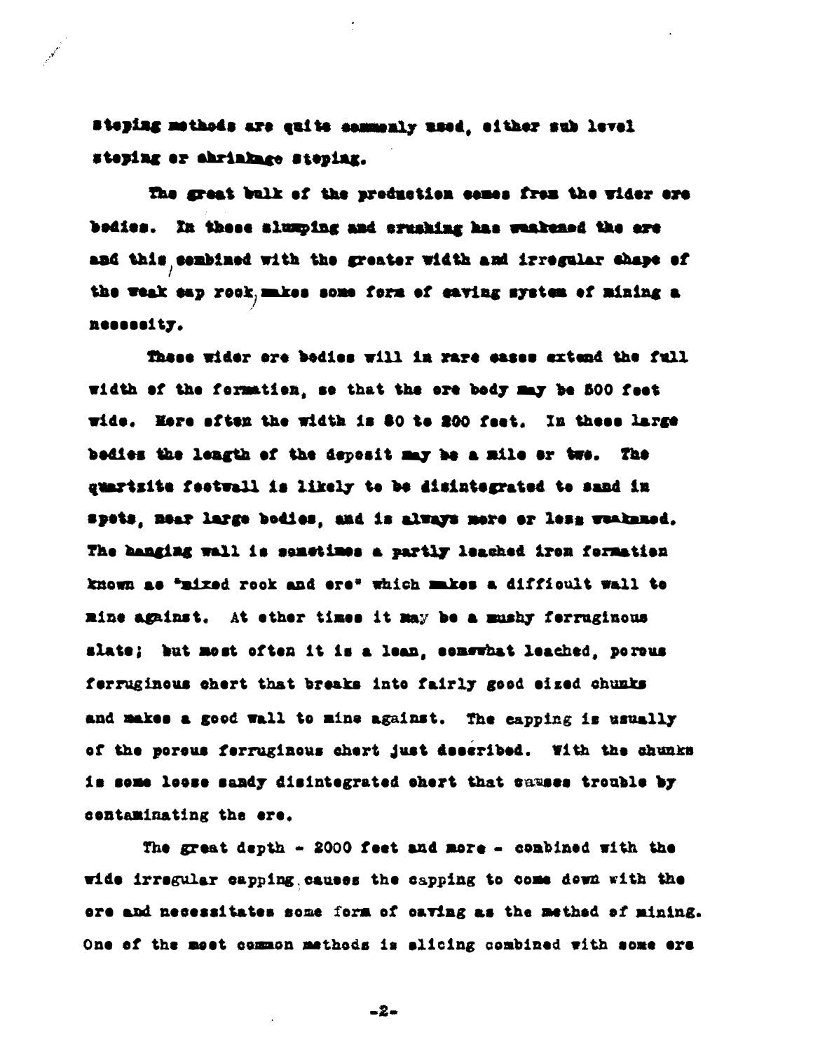stoping methods are quite commonly used, either sub level stoping or shrinkage stoping.

The great bulk of the production comes from the wider ore bodies. In these slumping and crushing has weakened the ore and this, combined with the greater width and irregular shape of the weak cap rock, makes some form of caving system of mining a necessity.

These wider ore bodies will in rare cases extend the full width of the formation, so that the ore body may be 500 feet wide. More often the width is 80 to 200 feet. In these large bodies the length of the deposit may be a mile or two. The quartzite footwall is likely to be disintegrated to sand in spots, near large bodies, and is always more or less weakened. The hanging wall is sometimes a partly leached iron formation known as "mixed rock and ore" which makes a difficult wall to mine against. At other times it may be a mushy ferruginous slate; but most often it is a lean, somewhat leached, porous ferruginous chert that breaks into fairly good sized chunks and makes a good wall to mine against. The capping is usually of the porous ferruginous chert just described. With the chunks is some loose sandy disintegrated chert that causes trouble by contaminating the ore.

The great depth - 2000 feet and more - combined with the wide irregular capping causes the capping to come down with the ore and necessitates some form of caving as the method of mining. One of the most common methods is slicing combined with some ore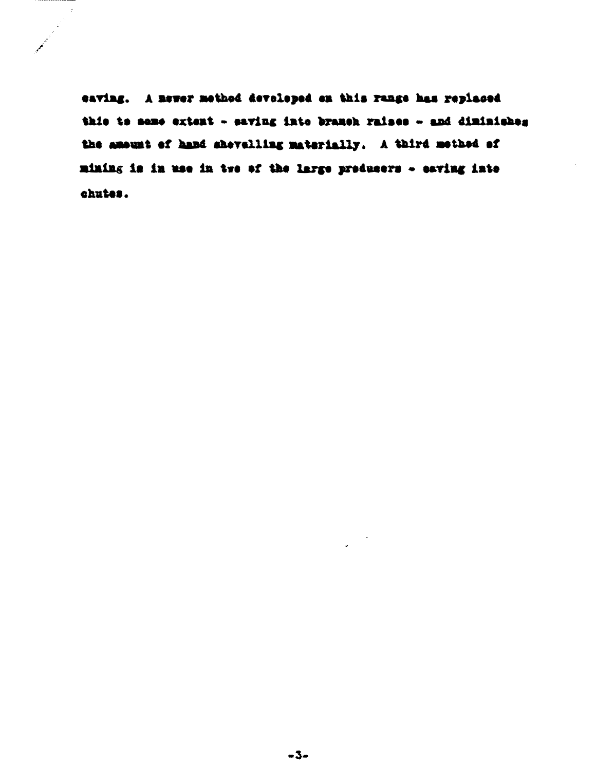caving. A newer method developed on this range has replaced this to some extent - caving into branch raises - and diminishes the amount of hand shovelling materially. A third method of mining is in use in two of the large producers - caving into chutes.